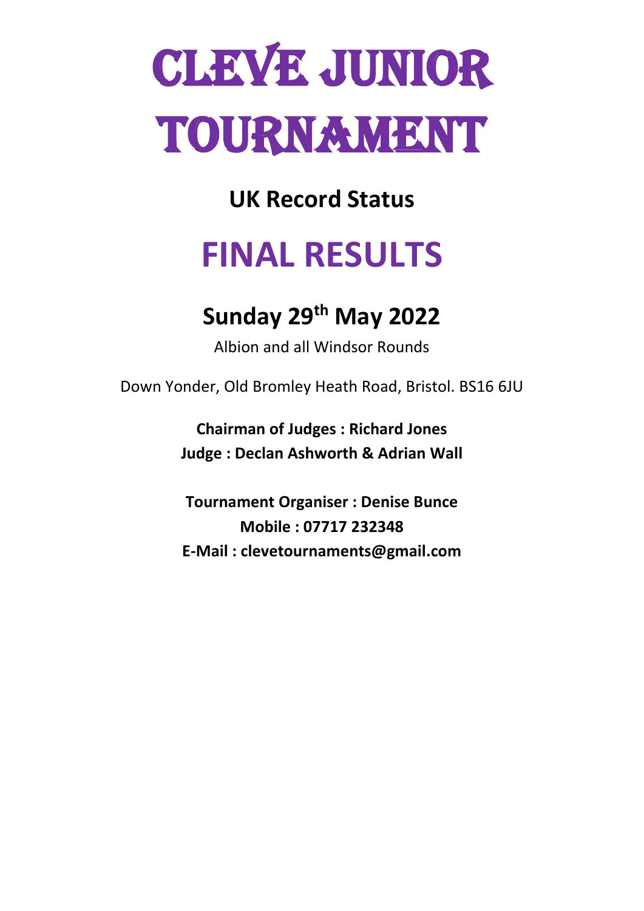# CLEVE JUNIOR TOURNAMENT

## UK Record Status

# FINAL RESULTS

## Sunday 29th May 2022

Albion and all Windsor Rounds

Down Yonder, Old Bromley Heath Road, Bristol. BS16 6JU

**Chairman of Judges : Richard Jones**
**Judge : Declan Ashworth & Adrian Wall**

**Tournament Organiser : Denise Bunce**
**Mobile : 07717 232348**
**E-Mail : clevetournaments@gmail.com**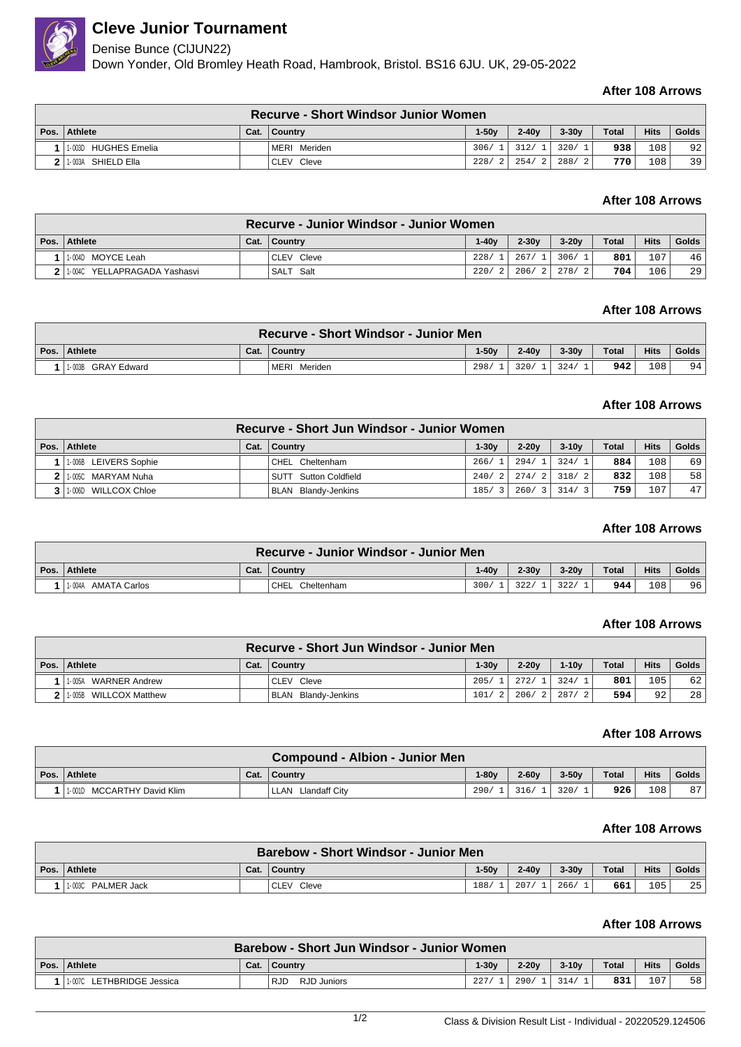# Cleve Junior Tournament

Denise Bunce (ClJUN22)
Down Yonder, Old Bromley Heath Road, Hambrook, Bristol. BS16 6JU. UK, 29-05-2022

**After 108 Arrows**

| Recurve - Short Windsor Junior Women | | | | | | | | | |
|---|---|---|---|---|---|---|---|---|---|
| Pos. | Athlete | Cat. | Country | 1-50y | 2-40y | 3-30y | Total | Hits | Golds |
| 1 | 1-003D HUGHES Emelia | | MERI Meriden | 306/ 1 | 312/ 1 | 320/ 1 | 938 | 108 | 92 |
| 2 | 1-003A SHIELD Ella | | CLEV Cleve | 228/ 2 | 254/ 2 | 288/ 2 | 770 | 108 | 39 |

**After 108 Arrows**

| Recurve - Junior Windsor - Junior Women | | | | | | | | | |
|---|---|---|---|---|---|---|---|---|---|
| Pos. | Athlete | Cat. | Country | 1-40y | 2-30y | 3-20y | Total | Hits | Golds |
| 1 | 1-004D MOYCE Leah | | CLEV Cleve | 228/ 1 | 267/ 1 | 306/ 1 | 801 | 107 | 46 |
| 2 | 1-004C YELLAPRAGADA Yashasvi | | SALT Salt | 220/ 2 | 206/ 2 | 278/ 2 | 704 | 106 | 29 |

**After 108 Arrows**

| Recurve - Short Windsor - Junior Men | | | | | | | | | |
|---|---|---|---|---|---|---|---|---|---|
| Pos. | Athlete | Cat. | Country | 1-50y | 2-40y | 3-30y | Total | Hits | Golds |
| 1 | 1-003B GRAY Edward | | MERI Meriden | 298/ 1 | 320/ 1 | 324/ 1 | 942 | 108 | 94 |

**After 108 Arrows**

| Recurve - Short Jun Windsor - Junior Women | | | | | | | | | |
|---|---|---|---|---|---|---|---|---|---|
| Pos. | Athlete | Cat. | Country | 1-30y | 2-20y | 3-10y | Total | Hits | Golds |
| 1 | 1-006B LEIVERS Sophie | | CHEL Cheltenham | 266/ 1 | 294/ 1 | 324/ 1 | 884 | 108 | 69 |
| 2 | 1-005C MARYAM Nuha | | SUTT Sutton Coldfield | 240/ 2 | 274/ 2 | 318/ 2 | 832 | 108 | 58 |
| 3 | 1-006D WILLCOX Chloe | | BLAN Blandy-Jenkins | 185/ 3 | 260/ 3 | 314/ 3 | 759 | 107 | 47 |

**After 108 Arrows**

| Recurve - Junior Windsor - Junior Men | | | | | | | | | |
|---|---|---|---|---|---|---|---|---|---|
| Pos. | Athlete | Cat. | Country | 1-40y | 2-30y | 3-20y | Total | Hits | Golds |
| 1 | 1-004A AMATA Carlos | | CHEL Cheltenham | 300/ 1 | 322/ 1 | 322/ 1 | 944 | 108 | 96 |

**After 108 Arrows**

| Recurve - Short Jun Windsor - Junior Men | | | | | | | | | |
|---|---|---|---|---|---|---|---|---|---|
| Pos. | Athlete | Cat. | Country | 1-30y | 2-20y | 1-10y | Total | Hits | Golds |
| 1 | 1-005A WARNER Andrew | | CLEV Cleve | 205/ 1 | 272/ 1 | 324/ 1 | 801 | 105 | 62 |
| 2 | 1-005B WILLCOX Matthew | | BLAN Blandy-Jenkins | 101/ 2 | 206/ 2 | 287/ 2 | 594 | 92 | 28 |

**After 108 Arrows**

| Compound - Albion - Junior Men | | | | | | | | | |
|---|---|---|---|---|---|---|---|---|---|
| Pos. | Athlete | Cat. | Country | 1-80y | 2-60y | 3-50y | Total | Hits | Golds |
| 1 | 1-001D MCCARTHY David Klim | | LLAN Llandaff City | 290/ 1 | 316/ 1 | 320/ 1 | 926 | 108 | 87 |

**After 108 Arrows**

| Barebow - Short Windsor - Junior Men | | | | | | | | | |
|---|---|---|---|---|---|---|---|---|---|
| Pos. | Athlete | Cat. | Country | 1-50y | 2-40y | 3-30y | Total | Hits | Golds |
| 1 | 1-003C PALMER Jack | | CLEV Cleve | 188/ 1 | 207/ 1 | 266/ 1 | 661 | 105 | 25 |

**After 108 Arrows**

| Barebow - Short Jun Windsor - Junior Women | | | | | | | | | |
|---|---|---|---|---|---|---|---|---|---|
| Pos. | Athlete | Cat. | Country | 1-30y | 2-20y | 3-10y | Total | Hits | Golds |
| 1 | 1-007C LETHBRIDGE Jessica | | RJD RJD Juniors | 227/ 1 | 290/ 1 | 314/ 1 | 831 | 107 | 58 |

Class & Division Result List - Individual - 20220529.124506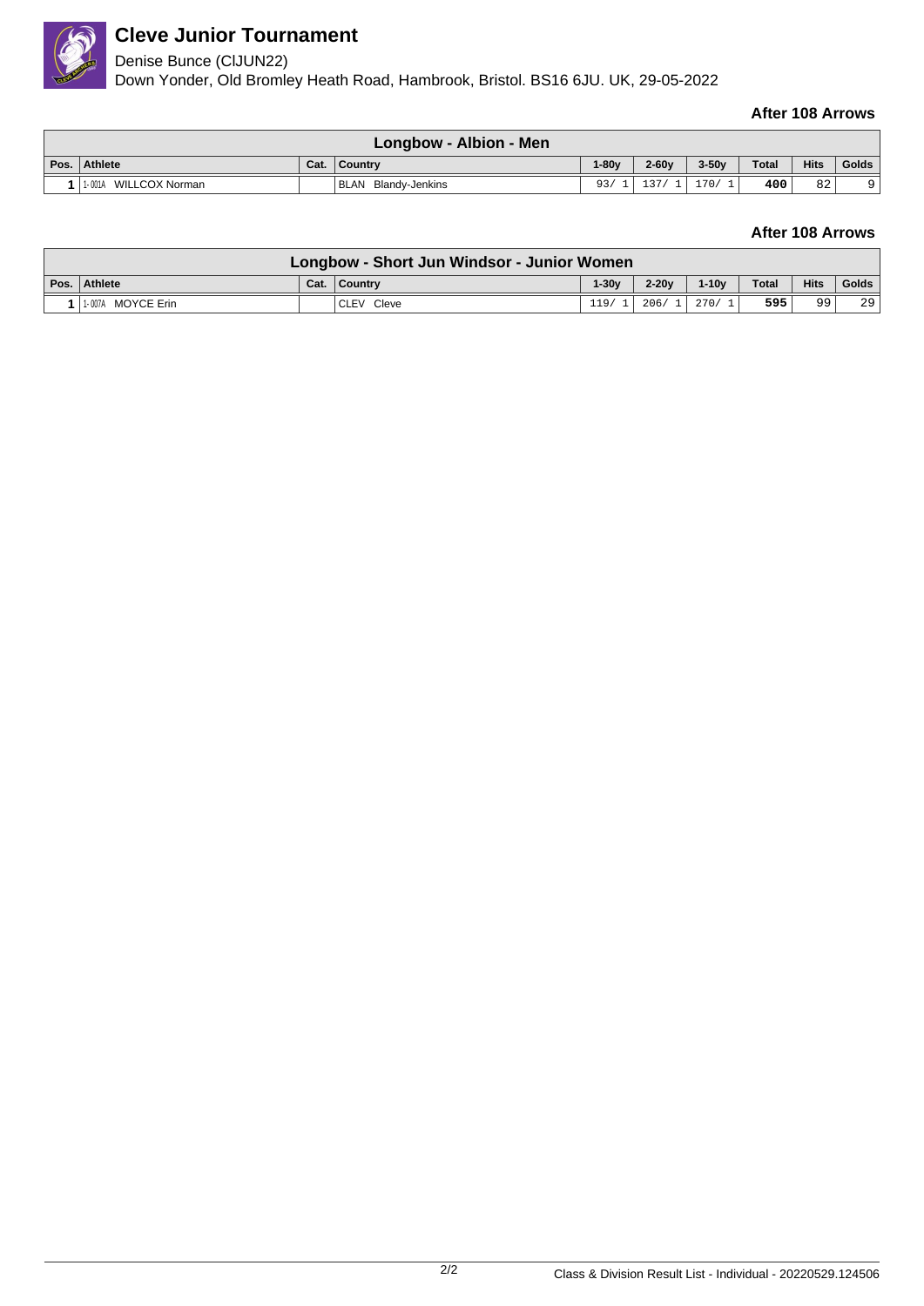# Cleve Junior Tournament

Denise Bunce (ClJUN22)
Down Yonder, Old Bromley Heath Road, Hambrook, Bristol. BS16 6JU. UK, 29-05-2022

**After 108 Arrows**

| Longbow - Albion - Men | | | | | | | | | |
|---|---|---|---|---|---|---|---|---|---|
| Pos. | Athlete | Cat. | Country | 1-80y | 2-60y | 3-50y | Total | Hits | Golds |
| 1 | 1-001A WILLCOX Norman | | BLAN Blandy-Jenkins | 93/ 1 | 137/ 1 | 170/ 1 | 400 | 82 | 9 |

**After 108 Arrows**

| Longbow - Short Jun Windsor - Junior Women | | | | | | | | | |
|---|---|---|---|---|---|---|---|---|---|
| Pos. | Athlete | Cat. | Country | 1-30y | 2-20y | 1-10y | Total | Hits | Golds |
| 1 | 1-007A MOYCE Erin | | CLEV Cleve | 119/ 1 | 206/ 1 | 270/ 1 | 595 | 99 | 29 |

Class & Division Result List - Individual - 20220529.124506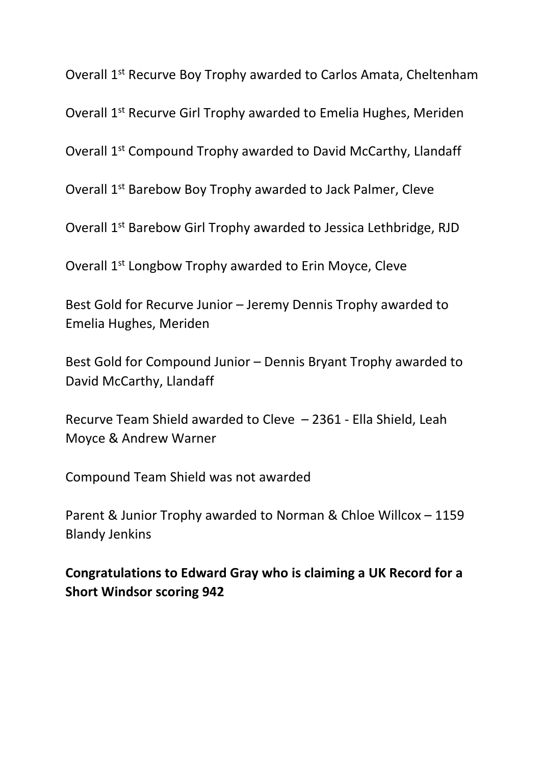Overall 1st Recurve Boy Trophy awarded to Carlos Amata, Cheltenham

Overall 1st Recurve Girl Trophy awarded to Emelia Hughes, Meriden

Overall 1st Compound Trophy awarded to David McCarthy, Llandaff

Overall 1st Barebow Boy Trophy awarded to Jack Palmer, Cleve

Overall 1st Barebow Girl Trophy awarded to Jessica Lethbridge, RJD

Overall 1st Longbow Trophy awarded to Erin Moyce, Cleve

Best Gold for Recurve Junior – Jeremy Dennis Trophy awarded to Emelia Hughes, Meriden

Best Gold for Compound Junior – Dennis Bryant Trophy awarded to David McCarthy, Llandaff

Recurve Team Shield awarded to Cleve – 2361 - Ella Shield, Leah Moyce & Andrew Warner

Compound Team Shield was not awarded

Parent & Junior Trophy awarded to Norman & Chloe Willcox – 1159 Blandy Jenkins

**Congratulations to Edward Gray who is claiming a UK Record for a Short Windsor scoring 942**